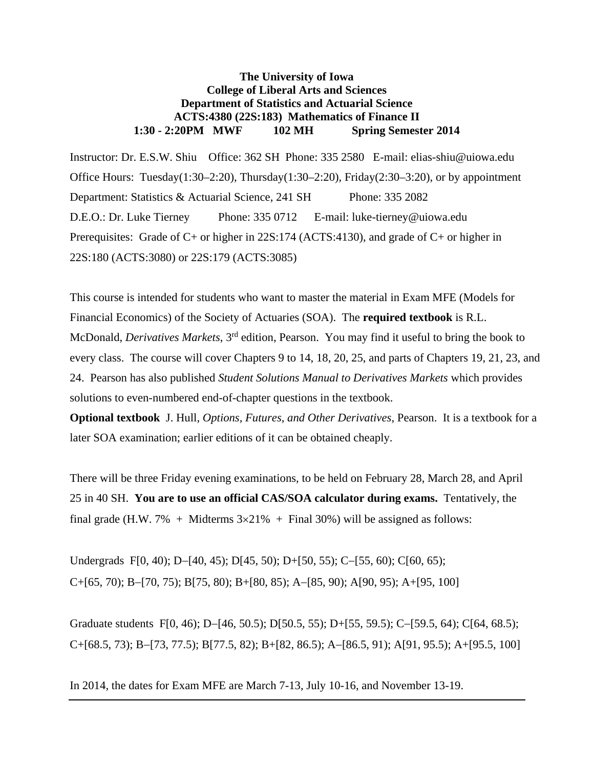**The University of Iowa**
**College of Liberal Arts and Sciences**
**Department of Statistics and Actuarial Science**
**ACTS:4380 (22S:183) Mathematics of Finance II**
**1:30 - 2:20PM MWF 102 MH Spring Semester 2014**

Instructor: Dr. E.S.W. Shiu Office: 362 SH Phone: 335 2580 E-mail: elias-shiu@uiowa.edu
Office Hours: Tuesday(1:30–2:20), Thursday(1:30–2:20), Friday(2:30–3:20), or by appointment
Department: Statistics & Actuarial Science, 241 SH Phone: 335 2082
D.E.O.: Dr. Luke Tierney Phone: 335 0712 E-mail: luke-tierney@uiowa.edu
Prerequisites: Grade of C+ or higher in 22S:174 (ACTS:4130), and grade of C+ or higher in 22S:180 (ACTS:3080) or 22S:179 (ACTS:3085)

This course is intended for students who want to master the material in Exam MFE (Models for Financial Economics) of the Society of Actuaries (SOA). The **required textbook** is R.L. McDonald, *Derivatives Markets*, 3rd edition, Pearson. You may find it useful to bring the book to every class. The course will cover Chapters 9 to 14, 18, 20, 25, and parts of Chapters 19, 21, 23, and 24. Pearson has also published *Student Solutions Manual to Derivatives Markets* which provides solutions to even-numbered end-of-chapter questions in the textbook.

**Optional textbook** J. Hull, *Options, Futures, and Other Derivatives*, Pearson. It is a textbook for a later SOA examination; earlier editions of it can be obtained cheaply.

There will be three Friday evening examinations, to be held on February 28, March 28, and April 25 in 40 SH. **You are to use an official CAS/SOA calculator during exams.** Tentatively, the final grade (H.W. 7% + Midterms $3 \times 21\%$ + Final 30%) will be assigned as follows:

Undergrads F[0, 40); D−[40, 45); D[45, 50); D+[50, 55); C−[55, 60); C[60, 65); C+[65, 70); B−[70, 75); B[75, 80); B+[80, 85); A−[85, 90); A[90, 95); A+[95, 100]

Graduate students F[0, 46); D−[46, 50.5); D[50.5, 55); D+[55, 59.5); C−[59.5, 64); C[64, 68.5); C+[68.5, 73); B−[73, 77.5); B[77.5, 82); B+[82, 86.5); A−[86.5, 91); A[91, 95.5); A+[95.5, 100]

In 2014, the dates for Exam MFE are March 7-13, July 10-16, and November 13-19.

---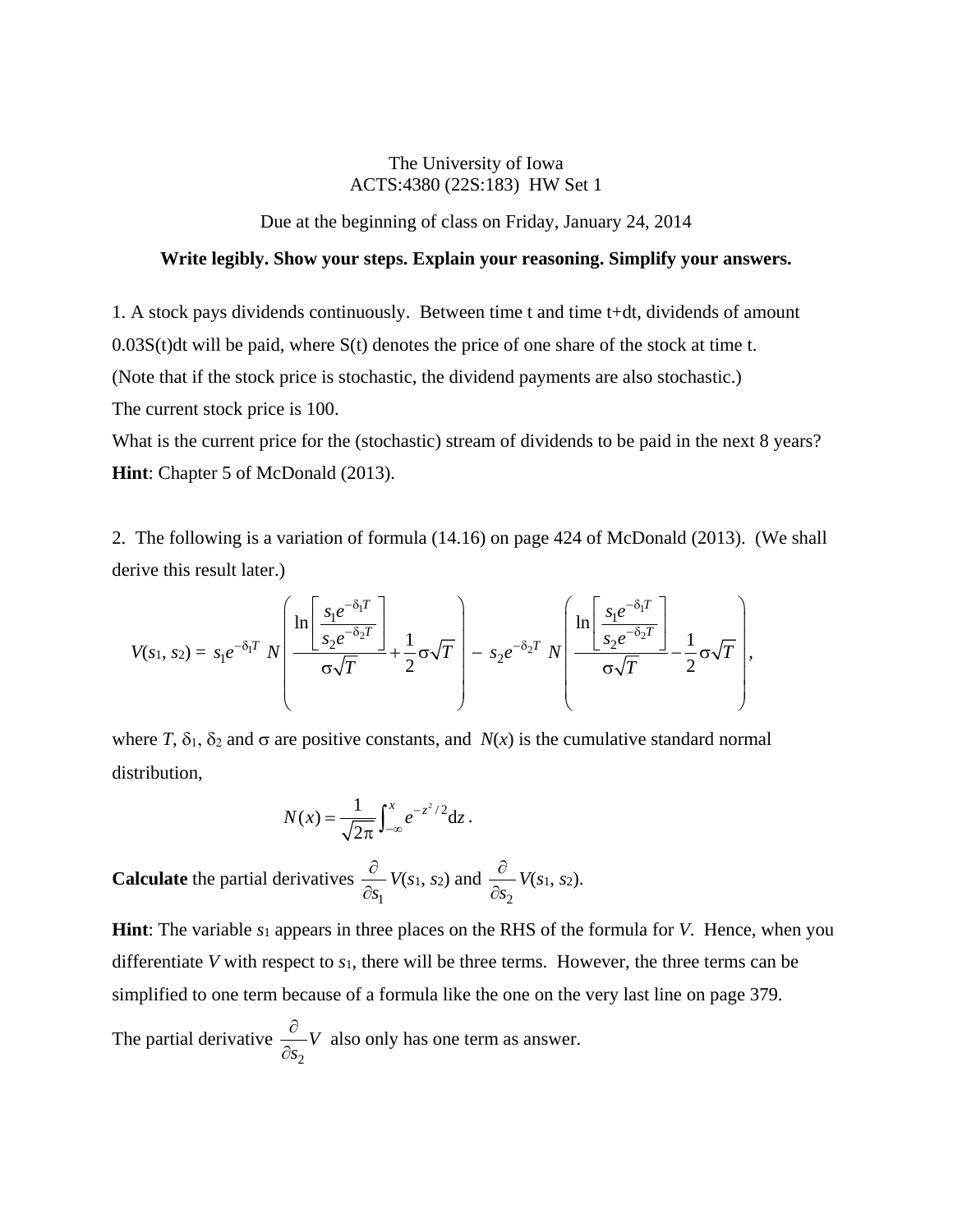The University of Iowa
ACTS:4380 (22S:183) HW Set 1

Due at the beginning of class on Friday, January 24, 2014

**Write legibly. Show your steps. Explain your reasoning. Simplify your answers.**

1. A stock pays dividends continuously. Between time t and time t+dt, dividends of amount 0.03S(t)dt will be paid, where S(t) denotes the price of one share of the stock at time t.
(Note that if the stock price is stochastic, the dividend payments are also stochastic.)
The current stock price is 100.
What is the current price for the (stochastic) stream of dividends to be paid in the next 8 years?
**Hint**: Chapter 5 of McDonald (2013).

2. The following is a variation of formula (14.16) on page 424 of McDonald (2013). (We shall derive this result later.)

$$V(s_1, s_2) = s_1 e^{-\delta_1 T} \, N\left( \frac{\ln\left[\dfrac{s_1 e^{-\delta_1 T}}{s_2 e^{-\delta_2 T}}\right]}{\sigma\sqrt{T}} + \frac{1}{2}\sigma\sqrt{T} \right) - s_2 e^{-\delta_2 T} \, N\left( \frac{\ln\left[\dfrac{s_1 e^{-\delta_1 T}}{s_2 e^{-\delta_2 T}}\right]}{\sigma\sqrt{T}} - \frac{1}{2}\sigma\sqrt{T} \right),$$

where $T$, $\delta_1$, $\delta_2$ and $\sigma$ are positive constants, and $N(x)$ is the cumulative standard normal distribution,

$$N(x) = \frac{1}{\sqrt{2\pi}} \int_{-\infty}^{x} e^{-z^2/2} \mathrm{d}z \,.$$

**Calculate** the partial derivatives $\frac{\partial}{\partial s_1} V(s_1, s_2)$ and $\frac{\partial}{\partial s_2} V(s_1, s_2)$.

**Hint**: The variable $s_1$ appears in three places on the RHS of the formula for $V$. Hence, when you differentiate $V$ with respect to $s_1$, there will be three terms. However, the three terms can be simplified to one term because of a formula like the one on the very last line on page 379.

The partial derivative $\frac{\partial}{\partial s_2} V$ also only has one term as answer.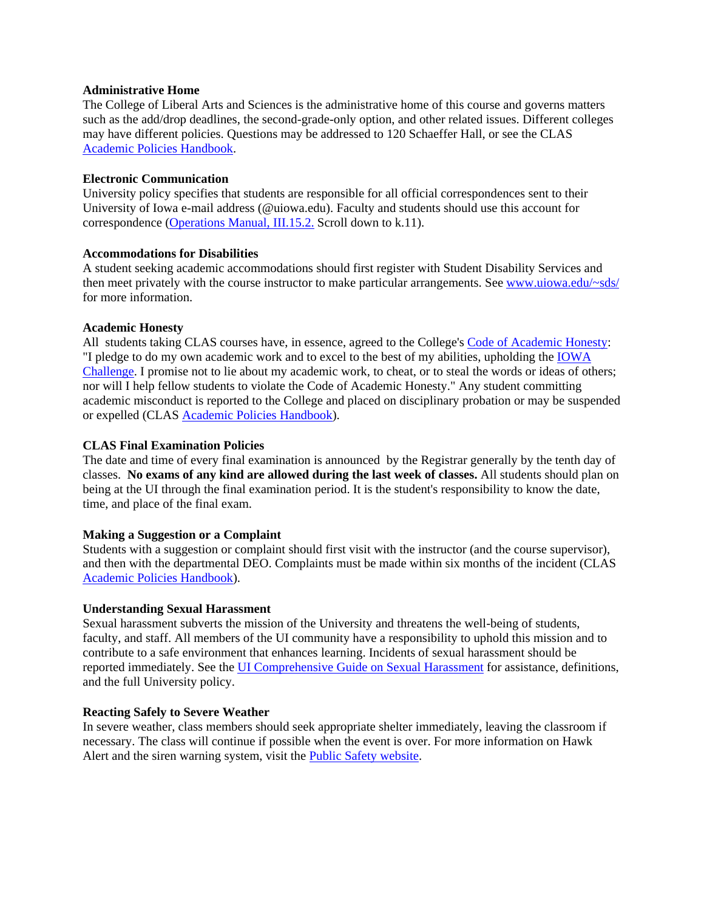**Administrative Home**
The College of Liberal Arts and Sciences is the administrative home of this course and governs matters such as the add/drop deadlines, the second-grade-only option, and other related issues. Different colleges may have different policies. Questions may be addressed to 120 Schaeffer Hall, or see the CLAS Academic Policies Handbook.

**Electronic Communication**
University policy specifies that students are responsible for all official correspondences sent to their University of Iowa e-mail address (@uiowa.edu). Faculty and students should use this account for correspondence (Operations Manual, III.15.2. Scroll down to k.11).

**Accommodations for Disabilities**
A student seeking academic accommodations should first register with Student Disability Services and then meet privately with the course instructor to make particular arrangements. See www.uiowa.edu/~sds/ for more information.

**Academic Honesty**
All students taking CLAS courses have, in essence, agreed to the College's Code of Academic Honesty: "I pledge to do my own academic work and to excel to the best of my abilities, upholding the IOWA Challenge. I promise not to lie about my academic work, to cheat, or to steal the words or ideas of others; nor will I help fellow students to violate the Code of Academic Honesty." Any student committing academic misconduct is reported to the College and placed on disciplinary probation or may be suspended or expelled (CLAS Academic Policies Handbook).

**CLAS Final Examination Policies**
The date and time of every final examination is announced by the Registrar generally by the tenth day of classes. **No exams of any kind are allowed during the last week of classes.** All students should plan on being at the UI through the final examination period. It is the student's responsibility to know the date, time, and place of the final exam.

**Making a Suggestion or a Complaint**
Students with a suggestion or complaint should first visit with the instructor (and the course supervisor), and then with the departmental DEO. Complaints must be made within six months of the incident (CLAS Academic Policies Handbook).

**Understanding Sexual Harassment**
Sexual harassment subverts the mission of the University and threatens the well-being of students, faculty, and staff. All members of the UI community have a responsibility to uphold this mission and to contribute to a safe environment that enhances learning. Incidents of sexual harassment should be reported immediately. See the UI Comprehensive Guide on Sexual Harassment for assistance, definitions, and the full University policy.

**Reacting Safely to Severe Weather**
In severe weather, class members should seek appropriate shelter immediately, leaving the classroom if necessary. The class will continue if possible when the event is over. For more information on Hawk Alert and the siren warning system, visit the Public Safety website.